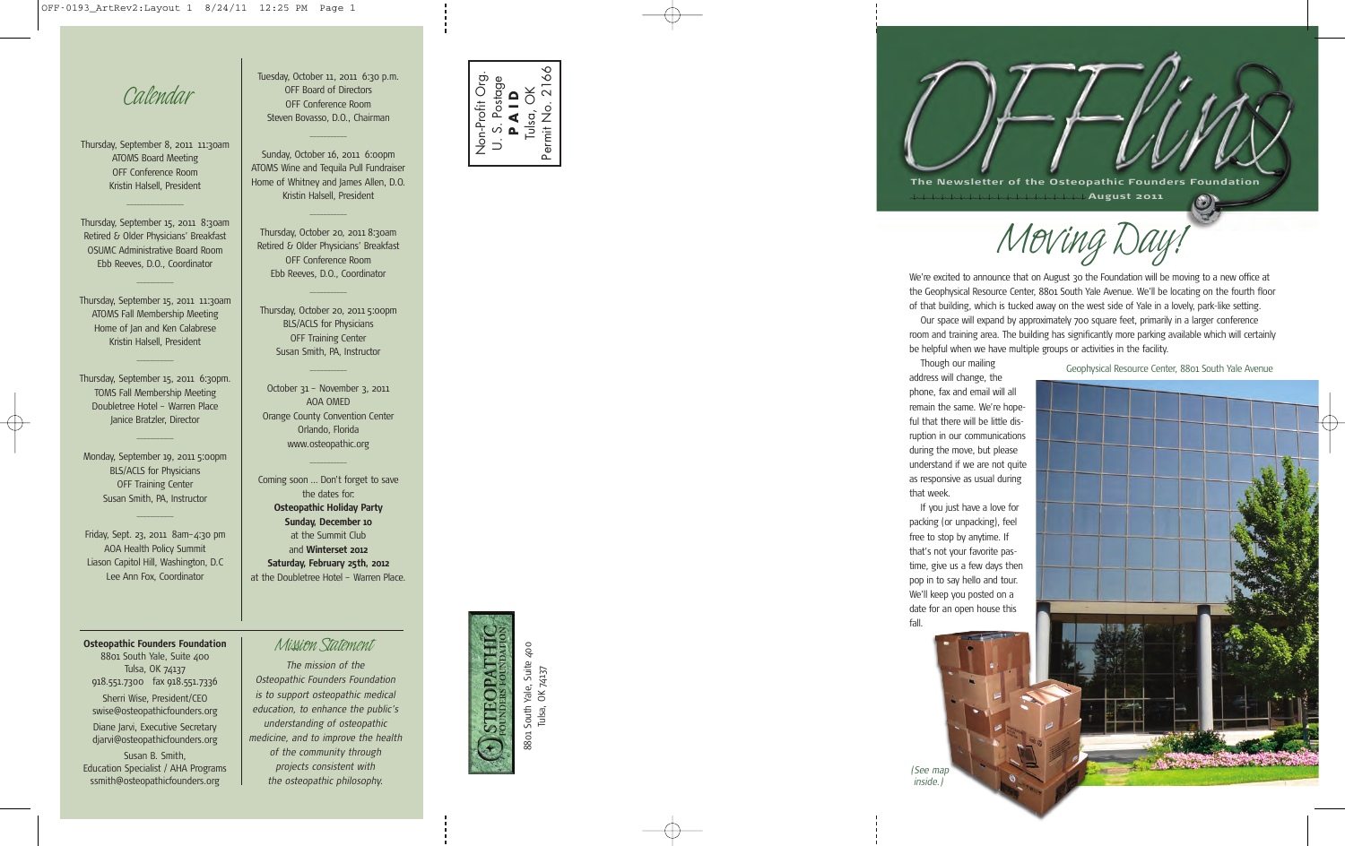# Calendar

Thursday, September 8, 2011 11:30am
ATOMS Board Meeting
OFF Conference Room
Kristin Halsell, President

Thursday, September 15, 2011 8:30am
Retired & Older Physicians' Breakfast
OSUMC Administrative Board Room
Ebb Reeves, D.O., Coordinator

Thursday, September 15, 2011 11:30am
ATOMS Fall Membership Meeting
Home of Jan and Ken Calabrese
Kristin Halsell, President

Thursday, September 15, 2011 6:30pm.
TOMS Fall Membership Meeting
Doubletree Hotel – Warren Place
Janice Bratzler, Director

Monday, September 19, 2011 5:00pm
BLS/ACLS for Physicians
OFF Training Center
Susan Smith, PA, Instructor

Friday, Sept. 23, 2011 8am–4:30 pm
AOA Health Policy Summit
Liason Capitol Hill, Washington, D.C
Lee Ann Fox, Coordinator

Tuesday, October 11, 2011 6:30 p.m.
OFF Board of Directors
OFF Conference Room
Steven Bovasso, D.O., Chairman

Sunday, October 16, 2011 6:00pm
ATOMS Wine and Tequila Pull Fundraiser
Home of Whitney and James Allen, D.O.
Kristin Halsell, President

Thursday, October 20, 2011 8:30am
Retired & Older Physicians' Breakfast
OFF Conference Room
Ebb Reeves, D.O., Coordinator

Thursday, October 20, 2011 5:00pm
BLS/ACLS for Physicians
OFF Training Center
Susan Smith, PA, Instructor

October 31 – November 3, 2011
AOA OMED
Orange County Convention Center
Orlando, Florida
www.osteopathic.org

Coming soon ... Don't forget to save the dates for:
**Osteopathic Holiday Party**
**Sunday, December 10**
at the Summit Club
and **Winterset 2012**
**Saturday, February 25th, 2012**
at the Doubletree Hotel – Warren Place.

**Osteopathic Founders Foundation**
8801 South Yale, Suite 400
Tulsa, OK 74137
918.551.7300 fax 918.551.7336

Sherri Wise, President/CEO
swise@osteopathicfounders.org

Diane Jarvi, Executive Secretary
djarvi@osteopathicfounders.org

Susan B. Smith,
Education Specialist / AHA Programs
ssmith@osteopathicfounders.org

## Mission Statement

*The mission of the Osteopathic Founders Foundation is to support osteopathic medical education, to enhance the public's understanding of osteopathic medicine, and to improve the health of the community through projects consistent with the osteopathic philosophy.*

Non-Profit Org.
U. S. Postage
**PAID**
Tulsa, OK
Permit No. 2166

OSTEOPATHIC FOUNDERS FOUNDATION
8801 South Yale, Suite 400
Tulsa, OK 74137

# OFFline

The Newsletter of the Osteopathic Founders Foundation
August 2011

# Moving Day!

We're excited to announce that on August 30 the Foundation will be moving to a new office at the Geophysical Resource Center, 8801 South Yale Avenue. We'll be locating on the fourth floor of that building, which is tucked away on the west side of Yale in a lovely, park-like setting.

Our space will expand by approximately 700 square feet, primarily in a larger conference room and training area. The building has significantly more parking available which will certainly be helpful when we have multiple groups or activities in the facility.

Though our mailing address will change, the phone, fax and email will all remain the same. We're hopeful that there will be little disruption in our communications during the move, but please understand if we are not quite as responsive as usual during that week.

If you just have a love for packing (or unpacking), feel free to stop by anytime. If that's not your favorite pastime, give us a few days then pop in to say hello and tour. We'll keep you posted on a date for an open house this fall.

Geophysical Resource Center, 8801 South Yale Avenue

*(See map inside.)*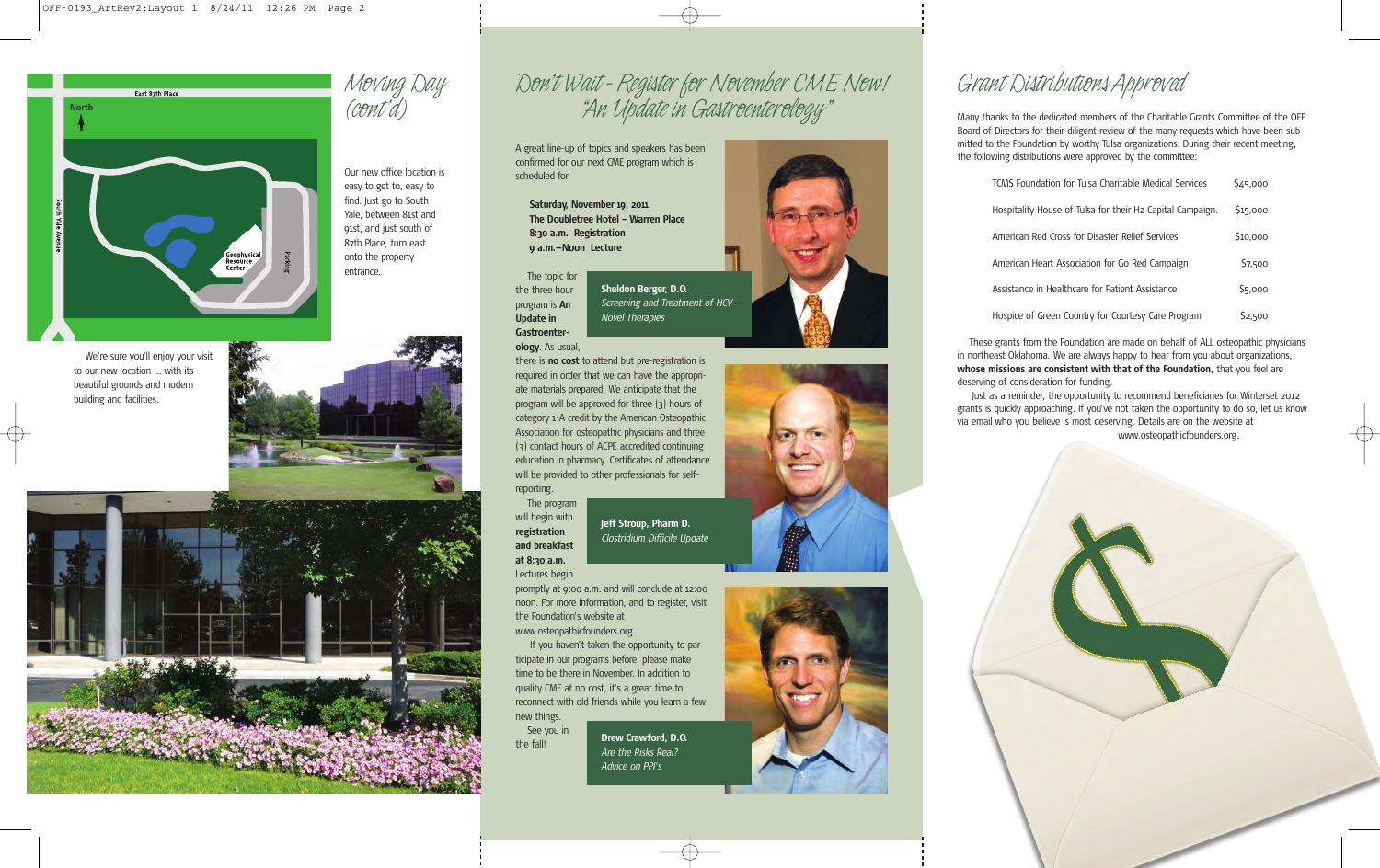## Moving Day (cont'd)

Our new office location is easy to get to, easy to find. Just go to South Yale, between 81st and 91st, and just south of 87th Place, turn east onto the property entrance.

We're sure you'll enjoy your visit to our new location ... with its beautiful grounds and modern building and facilities.

East 87th Place

North

South Yale Avenue

Geophysical Resource Center

Parking

## Don't Wait - Register for November CME Now! "An Update in Gastroenterology"

A great line-up of topics and speakers has been confirmed for our next CME program which is scheduled for

**Saturday, November 19, 2011**
**The Doubletree Hotel – Warren Place**
**8:30 a.m. Registration**
**9 a.m.–Noon Lecture**

The topic for the three hour program is **An Update in Gastroenterology**. As usual, there is **no cost** to attend but pre-registration is required in order that we can have the appropriate materials prepared. We anticipate that the program will be approved for three (3) hours of category 1-A credit by the American Osteopathic Association for osteopathic physicians and three (3) contact hours of ACPE accredited continuing education in pharmacy. Certificates of attendance will be provided to other professionals for self-reporting.

The program will begin with **registration and breakfast at 8:30 a.m.** Lectures begin promptly at 9:00 a.m. and will conclude at 12:00 noon. For more information, and to register, visit the Foundation's website at www.osteopathicfounders.org.

If you haven't taken the opportunity to participate in our programs before, please make time to be there in November. In addition to quality CME at no cost, it's a great time to reconnect with old friends while you learn a few new things.

See you in the fall!

**Sheldon Berger, D.O.**
*Screening and Treatment of HCV – Novel Therapies*

**Jeff Stroup, Pharm D.**
*Clostridium Difficile Update*

**Drew Crawford, D.O.**
*Are the Risks Real? Advice on PPI's*

## Grant Distributions Approved

Many thanks to the dedicated members of the Charitable Grants Committee of the OFF Board of Directors for their diligent review of the many requests which have been submitted to the Foundation by worthy Tulsa organizations. During their recent meeting, the following distributions were approved by the committee:

| | |
|---|---|
| TCMS Foundation for Tulsa Charitable Medical Services | $45,000 |
| Hospitality House of Tulsa for their H2 Capital Campaign. | $15,000 |
| American Red Cross for Disaster Relief Services | $10,000 |
| American Heart Association for Go Red Campaign | $7,500 |
| Assistance in Healthcare for Patient Assistance | $5,000 |
| Hospice of Green Country for Courtesy Care Program | $2,500 |

These grants from the Foundation are made on behalf of ALL osteopathic physicians in northeast Oklahoma. We are always happy to hear from you about organizations, **whose missions are consistent with that of the Foundation,** that you feel are deserving of consideration for funding.

Just as a reminder, the opportunity to recommend beneficiaries for Winterset 2012 grants is quickly approaching. If you've not taken the opportunity to do so, let us know via email who you believe is most deserving. Details are on the website at www.osteopathicfounders.org.